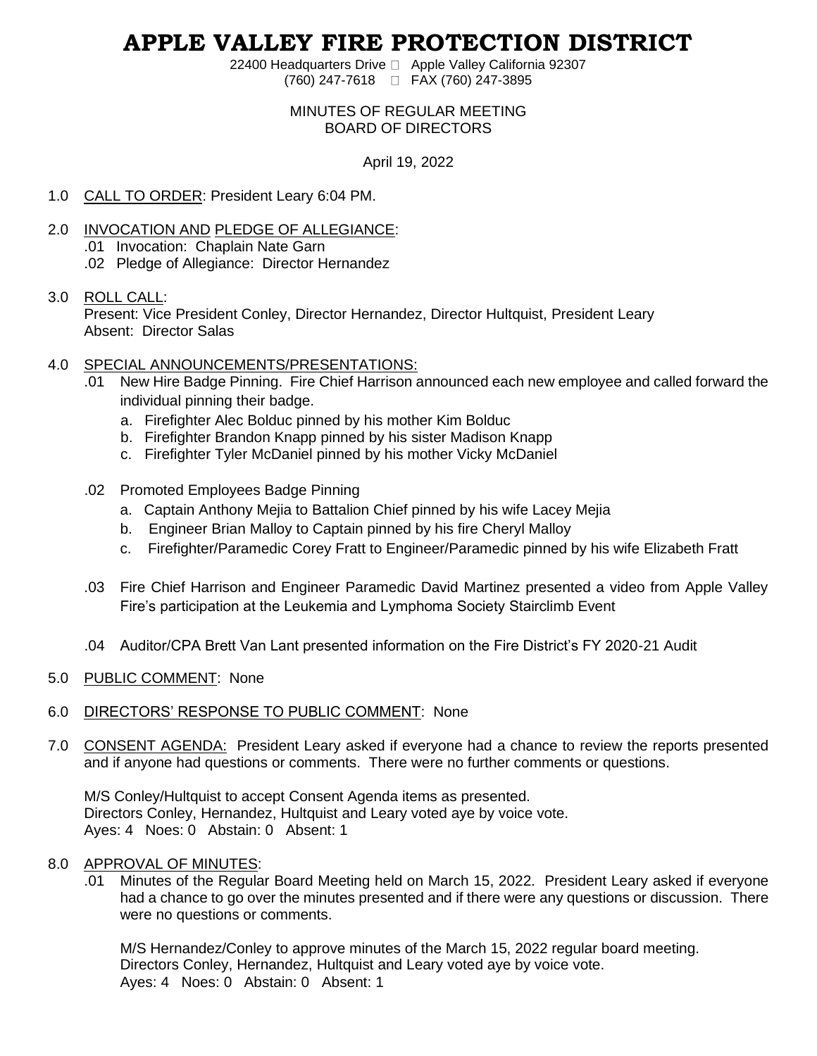# APPLE VALLEY FIRE PROTECTION DISTRICT

22400 Headquarters Drive  Apple Valley California 92307
(760) 247-7618  FAX (760) 247-3895

MINUTES OF REGULAR MEETING
BOARD OF DIRECTORS

April 19, 2022

1.0 CALL TO ORDER: President Leary 6:04 PM.

2.0 INVOCATION AND PLEDGE OF ALLEGIANCE:
 .01 Invocation: Chaplain Nate Garn
 .02 Pledge of Allegiance: Director Hernandez

3.0 ROLL CALL:
Present: Vice President Conley, Director Hernandez, Director Hultquist, President Leary
Absent: Director Salas

4.0 SPECIAL ANNOUNCEMENTS/PRESENTATIONS:
 .01 New Hire Badge Pinning. Fire Chief Harrison announced each new employee and called forward the individual pinning their badge.
  a. Firefighter Alec Bolduc pinned by his mother Kim Bolduc
  b. Firefighter Brandon Knapp pinned by his sister Madison Knapp
  c. Firefighter Tyler McDaniel pinned by his mother Vicky McDaniel

 .02 Promoted Employees Badge Pinning
  a. Captain Anthony Mejia to Battalion Chief pinned by his wife Lacey Mejia
  b. Engineer Brian Malloy to Captain pinned by his fire Cheryl Malloy
  c. Firefighter/Paramedic Corey Fratt to Engineer/Paramedic pinned by his wife Elizabeth Fratt

 .03 Fire Chief Harrison and Engineer Paramedic David Martinez presented a video from Apple Valley Fire's participation at the Leukemia and Lymphoma Society Stairclimb Event

 .04 Auditor/CPA Brett Van Lant presented information on the Fire District's FY 2020-21 Audit

5.0 PUBLIC COMMENT: None

6.0 DIRECTORS' RESPONSE TO PUBLIC COMMENT: None

7.0 CONSENT AGENDA: President Leary asked if everyone had a chance to review the reports presented and if anyone had questions or comments. There were no further comments or questions.

M/S Conley/Hultquist to accept Consent Agenda items as presented.
Directors Conley, Hernandez, Hultquist and Leary voted aye by voice vote.
Ayes: 4 Noes: 0 Abstain: 0 Absent: 1

8.0 APPROVAL OF MINUTES:
 .01 Minutes of the Regular Board Meeting held on March 15, 2022. President Leary asked if everyone had a chance to go over the minutes presented and if there were any questions or discussion. There were no questions or comments.

M/S Hernandez/Conley to approve minutes of the March 15, 2022 regular board meeting.
Directors Conley, Hernandez, Hultquist and Leary voted aye by voice vote.
Ayes: 4 Noes: 0 Abstain: 0 Absent: 1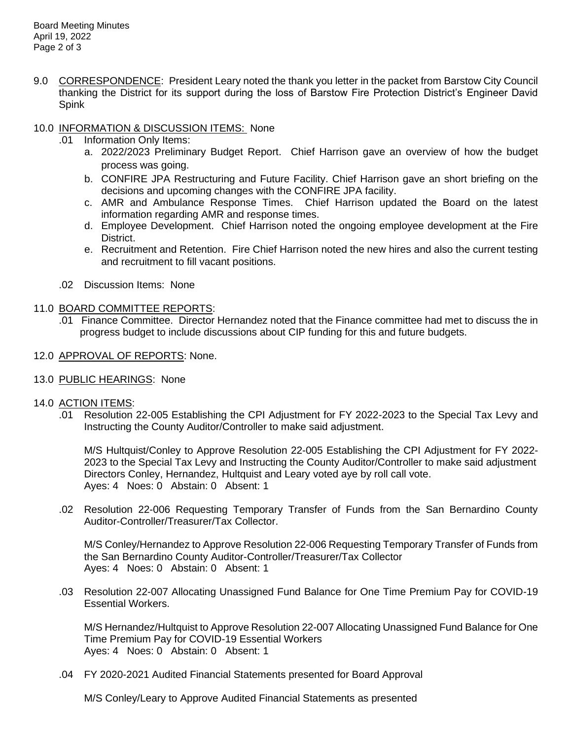9.0 CORRESPONDENCE: President Leary noted the thank you letter in the packet from Barstow City Council thanking the District for its support during the loss of Barstow Fire Protection District's Engineer David Spink

10.0 INFORMATION & DISCUSSION ITEMS: None

.01 Information Only Items:

a. 2022/2023 Preliminary Budget Report. Chief Harrison gave an overview of how the budget process was going.
b. CONFIRE JPA Restructuring and Future Facility. Chief Harrison gave an short briefing on the decisions and upcoming changes with the CONFIRE JPA facility.
c. AMR and Ambulance Response Times. Chief Harrison updated the Board on the latest information regarding AMR and response times.
d. Employee Development. Chief Harrison noted the ongoing employee development at the Fire District.
e. Recruitment and Retention. Fire Chief Harrison noted the new hires and also the current testing and recruitment to fill vacant positions.

.02 Discussion Items: None

11.0 BOARD COMMITTEE REPORTS:

.01 Finance Committee. Director Hernandez noted that the Finance committee had met to discuss the in progress budget to include discussions about CIP funding for this and future budgets.

12.0 APPROVAL OF REPORTS: None.

13.0 PUBLIC HEARINGS: None

14.0 ACTION ITEMS:

.01 Resolution 22-005 Establishing the CPI Adjustment for FY 2022-2023 to the Special Tax Levy and Instructing the County Auditor/Controller to make said adjustment.

M/S Hultquist/Conley to Approve Resolution 22-005 Establishing the CPI Adjustment for FY 2022-2023 to the Special Tax Levy and Instructing the County Auditor/Controller to make said adjustment Directors Conley, Hernandez, Hultquist and Leary voted aye by roll call vote.
Ayes: 4 Noes: 0 Abstain: 0 Absent: 1

.02 Resolution 22-006 Requesting Temporary Transfer of Funds from the San Bernardino County Auditor-Controller/Treasurer/Tax Collector.

M/S Conley/Hernandez to Approve Resolution 22-006 Requesting Temporary Transfer of Funds from the San Bernardino County Auditor-Controller/Treasurer/Tax Collector
Ayes: 4 Noes: 0 Abstain: 0 Absent: 1

.03 Resolution 22-007 Allocating Unassigned Fund Balance for One Time Premium Pay for COVID-19 Essential Workers.

M/S Hernandez/Hultquist to Approve Resolution 22-007 Allocating Unassigned Fund Balance for One Time Premium Pay for COVID-19 Essential Workers
Ayes: 4 Noes: 0 Abstain: 0 Absent: 1

.04 FY 2020-2021 Audited Financial Statements presented for Board Approval

M/S Conley/Leary to Approve Audited Financial Statements as presented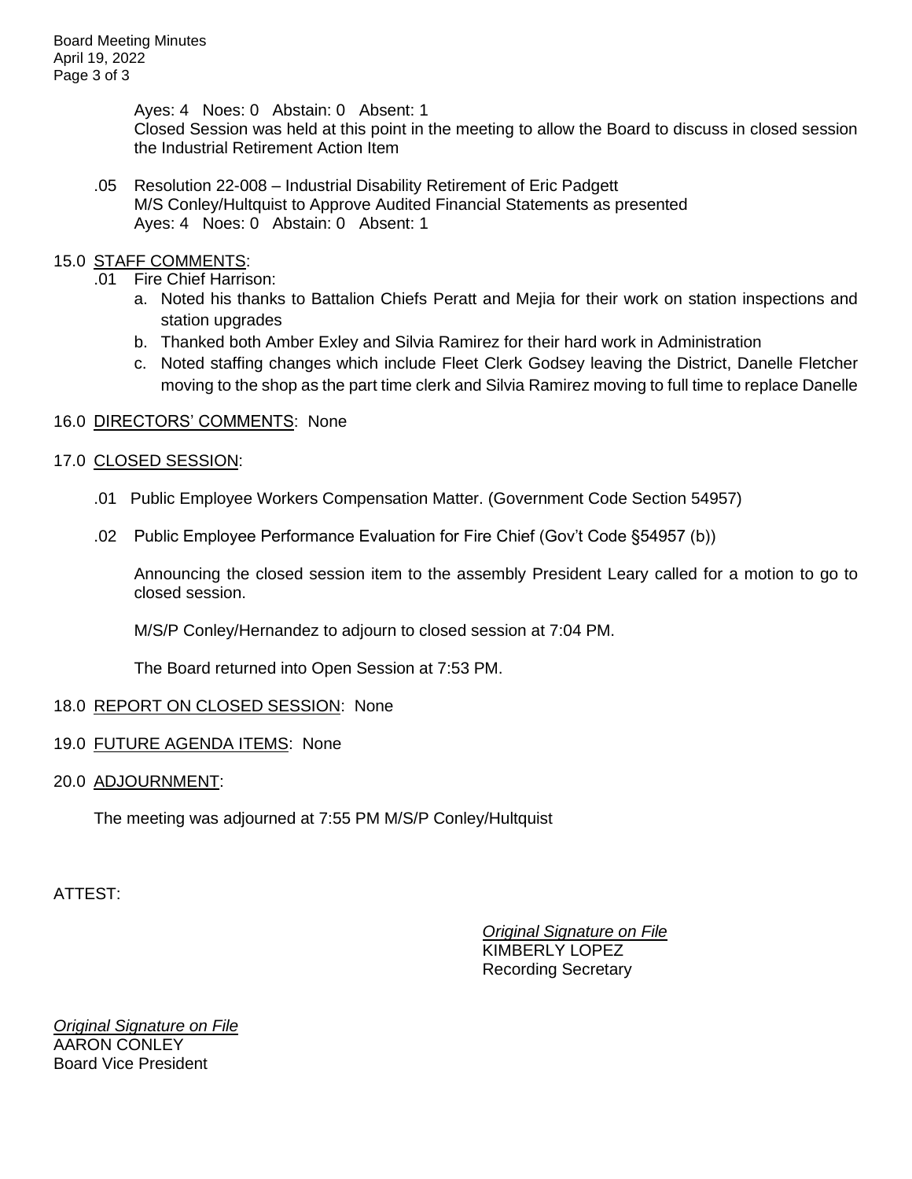Ayes: 4 Noes: 0 Abstain: 0 Absent: 1
Closed Session was held at this point in the meeting to allow the Board to discuss in closed session the Industrial Retirement Action Item

.05 Resolution 22-008 – Industrial Disability Retirement of Eric Padgett
M/S Conley/Hultquist to Approve Audited Financial Statements as presented
Ayes: 4 Noes: 0 Abstain: 0 Absent: 1

15.0 STAFF COMMENTS:

.01 Fire Chief Harrison:

a. Noted his thanks to Battalion Chiefs Peratt and Mejia for their work on station inspections and station upgrades
b. Thanked both Amber Exley and Silvia Ramirez for their hard work in Administration
c. Noted staffing changes which include Fleet Clerk Godsey leaving the District, Danelle Fletcher moving to the shop as the part time clerk and Silvia Ramirez moving to full time to replace Danelle

16.0 DIRECTORS' COMMENTS: None

17.0 CLOSED SESSION:

.01 Public Employee Workers Compensation Matter. (Government Code Section 54957)

.02 Public Employee Performance Evaluation for Fire Chief (Gov't Code §54957 (b))

Announcing the closed session item to the assembly President Leary called for a motion to go to closed session.

M/S/P Conley/Hernandez to adjourn to closed session at 7:04 PM.

The Board returned into Open Session at 7:53 PM.

18.0 REPORT ON CLOSED SESSION: None

19.0 FUTURE AGENDA ITEMS: None

20.0 ADJOURNMENT:

The meeting was adjourned at 7:55 PM M/S/P Conley/Hultquist

ATTEST:

*Original Signature on File*
KIMBERLY LOPEZ
Recording Secretary

*Original Signature on File*
AARON CONLEY
Board Vice President